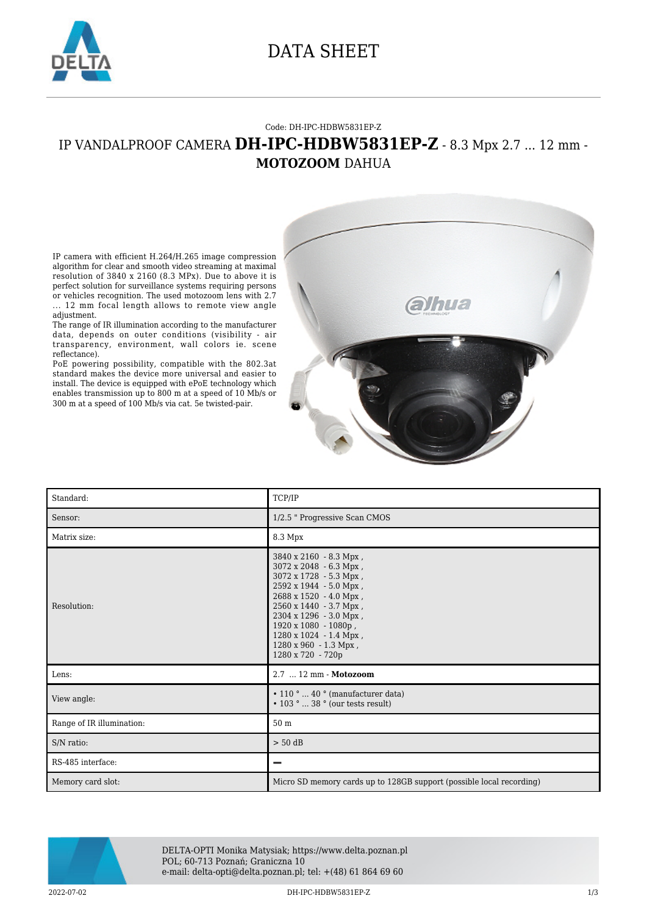# DATA SHEET

Code: DH-IPC-HDBW5831EP-Z

## IP VANDALPROOF CAMERA **DH-IPC-HDBW5831EP-Z** - 8.3 Mpx 2.7 ... 12 mm - **MOTOZOOM** DAHUA

IP camera with efficient H.264/H.265 image compression algorithm for clear and smooth video streaming at maximal resolution of 3840 x 2160 (8.3 MPx). Due to above it is perfect solution for surveillance systems requiring persons or vehicles recognition. The used motozoom lens with 2.7 ... 12 mm focal length allows to remote view angle adjustment.

The range of IR illumination according to the manufacturer data, depends on outer conditions (visibility - air transparency, environment, wall colors ie. scene reflectance).

PoE powering possibility, compatible with the 802.3at standard makes the device more universal and easier to install. The device is equipped with ePoE technology which enables transmission up to 800 m at a speed of 10 Mb/s or 300 m at a speed of 100 Mb/s via cat. 5e twisted-pair.

| | |
|---|---|
| Standard: | TCP/IP |
| Sensor: | 1/2.5 " Progressive Scan CMOS |
| Matrix size: | 8.3 Mpx |
| Resolution: | 3840 x 2160 - 8.3 Mpx ,<br>3072 x 2048 - 6.3 Mpx ,<br>3072 x 1728 - 5.3 Mpx ,<br>2592 x 1944 - 5.0 Mpx ,<br>2688 x 1520 - 4.0 Mpx ,<br>2560 x 1440 - 3.7 Mpx ,<br>2304 x 1296 - 3.0 Mpx ,<br>1920 x 1080 - 1080p ,<br>1280 x 1024 - 1.4 Mpx ,<br>1280 x 960 - 1.3 Mpx ,<br>1280 x 720 - 720p |
| Lens: | 2.7 ... 12 mm - **Motozoom** |
| View angle: | • 110 ° ... 40 ° (manufacturer data)<br>• 103 ° ... 38 ° (our tests result) |
| Range of IR illumination: | 50 m |
| S/N ratio: | > 50 dB |
| RS-485 interface: | – |
| Memory card slot: | Micro SD memory cards up to 128GB support (possible local recording) |

DELTA-OPTI Monika Matysiak; https://www.delta.poznan.pl
POL; 60-713 Poznań; Graniczna 10
e-mail: delta-opti@delta.poznan.pl; tel: +(48) 61 864 69 60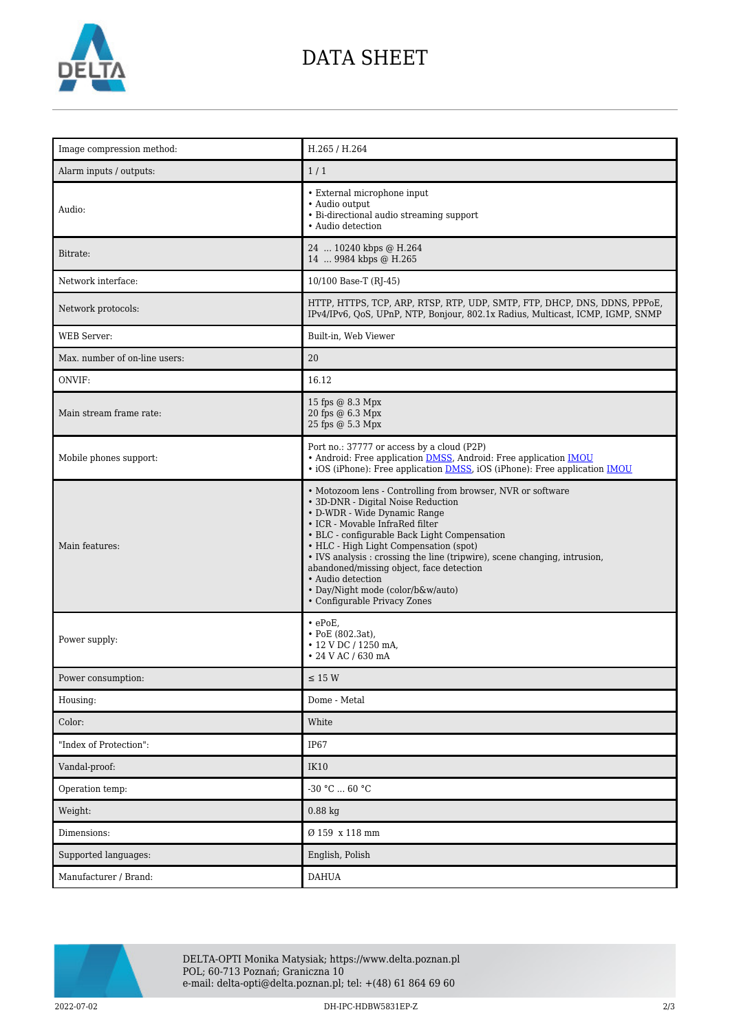# DATA SHEET

| Image compression method: | H.265 / H.264 |
|---|---|
| Alarm inputs / outputs: | 1 / 1 |
| Audio: | • External microphone input<br>• Audio output<br>• Bi-directional audio streaming support<br>• Audio detection |
| Bitrate: | 24 ... 10240 kbps @ H.264<br>14 ... 9984 kbps @ H.265 |
| Network interface: | 10/100 Base-T (RJ-45) |
| Network protocols: | HTTP, HTTPS, TCP, ARP, RTSP, RTP, UDP, SMTP, FTP, DHCP, DNS, DDNS, PPPoE, IPv4/IPv6, QoS, UPnP, NTP, Bonjour, 802.1x Radius, Multicast, ICMP, IGMP, SNMP |
| WEB Server: | Built-in, Web Viewer |
| Max. number of on-line users: | 20 |
| ONVIF: | 16.12 |
| Main stream frame rate: | 15 fps @ 8.3 Mpx<br>20 fps @ 6.3 Mpx<br>25 fps @ 5.3 Mpx |
| Mobile phones support: | Port no.: 37777 or access by a cloud (P2P)<br>• Android: Free application DMSS, Android: Free application IMOU<br>• iOS (iPhone): Free application DMSS, iOS (iPhone): Free application IMOU |
| Main features: | • Motozoom lens - Controlling from browser, NVR or software<br>• 3D-DNR - Digital Noise Reduction<br>• D-WDR - Wide Dynamic Range<br>• ICR - Movable InfraRed filter<br>• BLC - configurable Back Light Compensation<br>• HLC - High Light Compensation (spot)<br>• IVS analysis : crossing the line (tripwire), scene changing, intrusion, abandoned/missing object, face detection<br>• Audio detection<br>• Day/Night mode (color/b&w/auto)<br>• Configurable Privacy Zones |
| Power supply: | • ePoE,<br>• PoE (802.3at),<br>• 12 V DC / 1250 mA,<br>• 24 V AC / 630 mA |
| Power consumption: | ≤ 15 W |
| Housing: | Dome - Metal |
| Color: | White |
| "Index of Protection": | IP67 |
| Vandal-proof: | IK10 |
| Operation temp: | -30 °C ... 60 °C |
| Weight: | 0.88 kg |
| Dimensions: | Ø 159 x 118 mm |
| Supported languages: | English, Polish |
| Manufacturer / Brand: | DAHUA |

DELTA-OPTI Monika Matysiak; https://www.delta.poznan.pl
POL; 60-713 Poznań; Graniczna 10
e-mail: delta-opti@delta.poznan.pl; tel: +(48) 61 864 69 60

2022-07-02 DH-IPC-HDBW5831EP-Z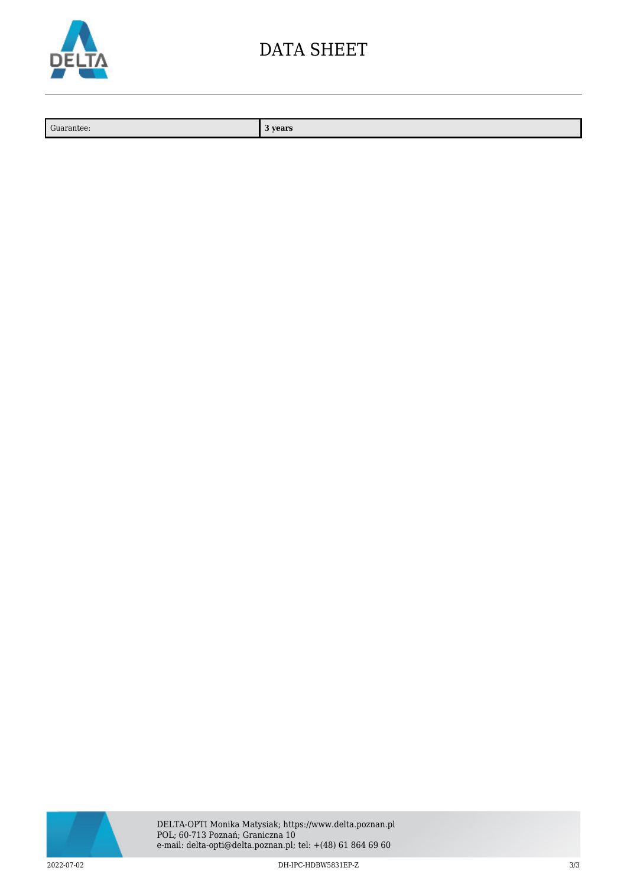| | |
|---|---|
| Guarantee: | **3 years** |